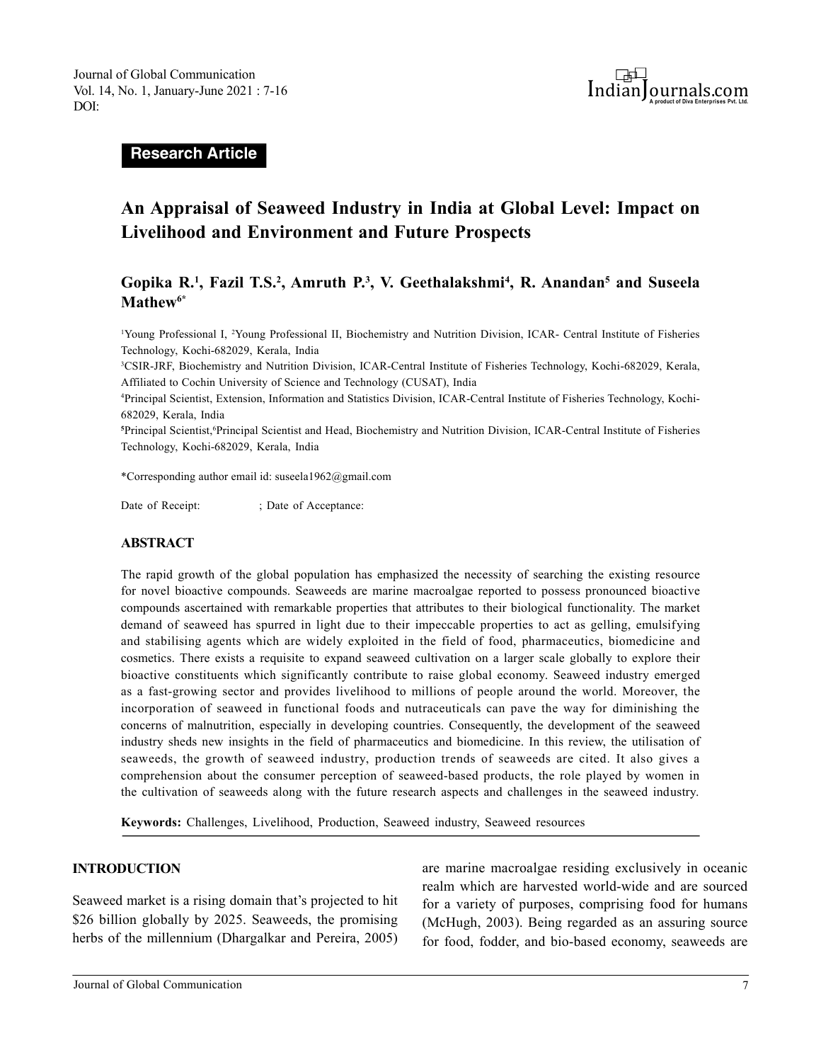**Research Article**

# An Appraisal of Seaweed Industry in India at Global Level: Impact on Livelihood and Environment and Future Prospects

**Gopika R.[1], Fazil T.S.[2], Amruth P.[3], V. Geethalakshmi[4], R. Anandan[5] and Suseela Mathew[6*]**

[1]Young Professional I, [2]Young Professional II, Biochemistry and Nutrition Division, ICAR- Central Institute of Fisheries Technology, Kochi-682029, Kerala, India

[3]CSIR-JRF, Biochemistry and Nutrition Division, ICAR-Central Institute of Fisheries Technology, Kochi-682029, Kerala, Affiliated to Cochin University of Science and Technology (CUSAT), India

[4]Principal Scientist, Extension, Information and Statistics Division, ICAR-Central Institute of Fisheries Technology, Kochi-682029, Kerala, India

[5]Principal Scientist,[6]Principal Scientist and Head, Biochemistry and Nutrition Division, ICAR-Central Institute of Fisheries Technology, Kochi-682029, Kerala, India

*Corresponding author email id: suseela1962@gmail.com

Date of Receipt: ; Date of Acceptance:

## ABSTRACT

The rapid growth of the global population has emphasized the necessity of searching the existing resource for novel bioactive compounds. Seaweeds are marine macroalgae reported to possess pronounced bioactive compounds ascertained with remarkable properties that attributes to their biological functionality. The market demand of seaweed has spurred in light due to their impeccable properties to act as gelling, emulsifying and stabilising agents which are widely exploited in the field of food, pharmaceutics, biomedicine and cosmetics. There exists a requisite to expand seaweed cultivation on a larger scale globally to explore their bioactive constituents which significantly contribute to raise global economy. Seaweed industry emerged as a fast-growing sector and provides livelihood to millions of people around the world. Moreover, the incorporation of seaweed in functional foods and nutraceuticals can pave the way for diminishing the concerns of malnutrition, especially in developing countries. Consequently, the development of the seaweed industry sheds new insights in the field of pharmaceutics and biomedicine. In this review, the utilisation of seaweeds, the growth of seaweed industry, production trends of seaweeds are cited. It also gives a comprehension about the consumer perception of seaweed-based products, the role played by women in the cultivation of seaweeds along with the future research aspects and challenges in the seaweed industry.

**Keywords:** Challenges, Livelihood, Production, Seaweed industry, Seaweed resources

## INTRODUCTION

Seaweed market is a rising domain that's projected to hit $26 billion globally by 2025. Seaweeds, the promising herbs of the millennium (Dhargalkar and Pereira, 2005) are marine macroalgae residing exclusively in oceanic realm which are harvested world-wide and are sourced for a variety of purposes, comprising food for humans (McHugh, 2003). Being regarded as an assuring source for food, fodder, and bio-based economy, seaweeds are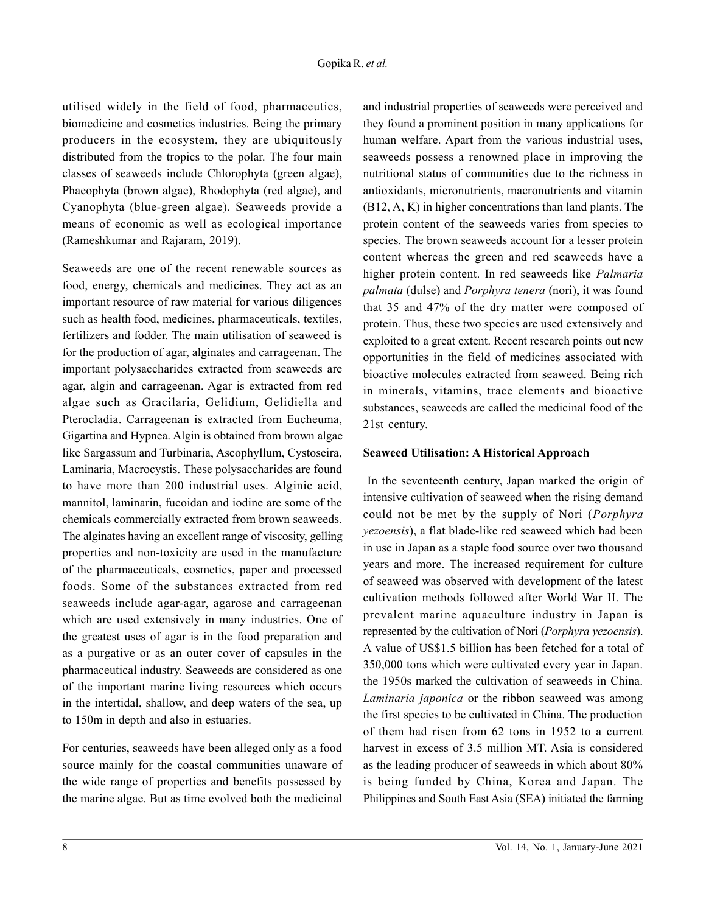utilised widely in the field of food, pharmaceutics, biomedicine and cosmetics industries. Being the primary producers in the ecosystem, they are ubiquitously distributed from the tropics to the polar. The four main classes of seaweeds include Chlorophyta (green algae), Phaeophyta (brown algae), Rhodophyta (red algae), and Cyanophyta (blue-green algae). Seaweeds provide a means of economic as well as ecological importance (Rameshkumar and Rajaram, 2019).

Seaweeds are one of the recent renewable sources as food, energy, chemicals and medicines. They act as an important resource of raw material for various diligences such as health food, medicines, pharmaceuticals, textiles, fertilizers and fodder. The main utilisation of seaweed is for the production of agar, alginates and carrageenan. The important polysaccharides extracted from seaweeds are agar, algin and carrageenan. Agar is extracted from red algae such as Gracilaria, Gelidium, Gelidiella and Pterocladia. Carrageenan is extracted from Eucheuma, Gigartina and Hypnea. Algin is obtained from brown algae like Sargassum and Turbinaria, Ascophyllum, Cystoseira, Laminaria, Macrocystis. These polysaccharides are found to have more than 200 industrial uses. Alginic acid, mannitol, laminarin, fucoidan and iodine are some of the chemicals commercially extracted from brown seaweeds. The alginates having an excellent range of viscosity, gelling properties and non-toxicity are used in the manufacture of the pharmaceuticals, cosmetics, paper and processed foods. Some of the substances extracted from red seaweeds include agar-agar, agarose and carrageenan which are used extensively in many industries. One of the greatest uses of agar is in the food preparation and as a purgative or as an outer cover of capsules in the pharmaceutical industry. Seaweeds are considered as one of the important marine living resources which occurs in the intertidal, shallow, and deep waters of the sea, up to 150m in depth and also in estuaries.

For centuries, seaweeds have been alleged only as a food source mainly for the coastal communities unaware of the wide range of properties and benefits possessed by the marine algae. But as time evolved both the medicinal and industrial properties of seaweeds were perceived and they found a prominent position in many applications for human welfare. Apart from the various industrial uses, seaweeds possess a renowned place in improving the nutritional status of communities due to the richness in antioxidants, micronutrients, macronutrients and vitamin (B12, A, K) in higher concentrations than land plants. The protein content of the seaweeds varies from species to species. The brown seaweeds account for a lesser protein content whereas the green and red seaweeds have a higher protein content. In red seaweeds like *Palmaria palmata* (dulse) and *Porphyra tenera* (nori), it was found that 35 and 47% of the dry matter were composed of protein. Thus, these two species are used extensively and exploited to a great extent. Recent research points out new opportunities in the field of medicines associated with bioactive molecules extracted from seaweed. Being rich in minerals, vitamins, trace elements and bioactive substances, seaweeds are called the medicinal food of the 21st century.

## Seaweed Utilisation: A Historical Approach

In the seventeenth century, Japan marked the origin of intensive cultivation of seaweed when the rising demand could not be met by the supply of Nori (*Porphyra yezoensis*), a flat blade-like red seaweed which had been in use in Japan as a staple food source over two thousand years and more. The increased requirement for culture of seaweed was observed with development of the latest cultivation methods followed after World War II. The prevalent marine aquaculture industry in Japan is represented by the cultivation of Nori (*Porphyra yezoensis*). A value of US$1.5 billion has been fetched for a total of 350,000 tons which were cultivated every year in Japan. the 1950s marked the cultivation of seaweeds in China. *Laminaria japonica* or the ribbon seaweed was among the first species to be cultivated in China. The production of them had risen from 62 tons in 1952 to a current harvest in excess of 3.5 million MT. Asia is considered as the leading producer of seaweeds in which about 80% is being funded by China, Korea and Japan. The Philippines and South East Asia (SEA) initiated the farming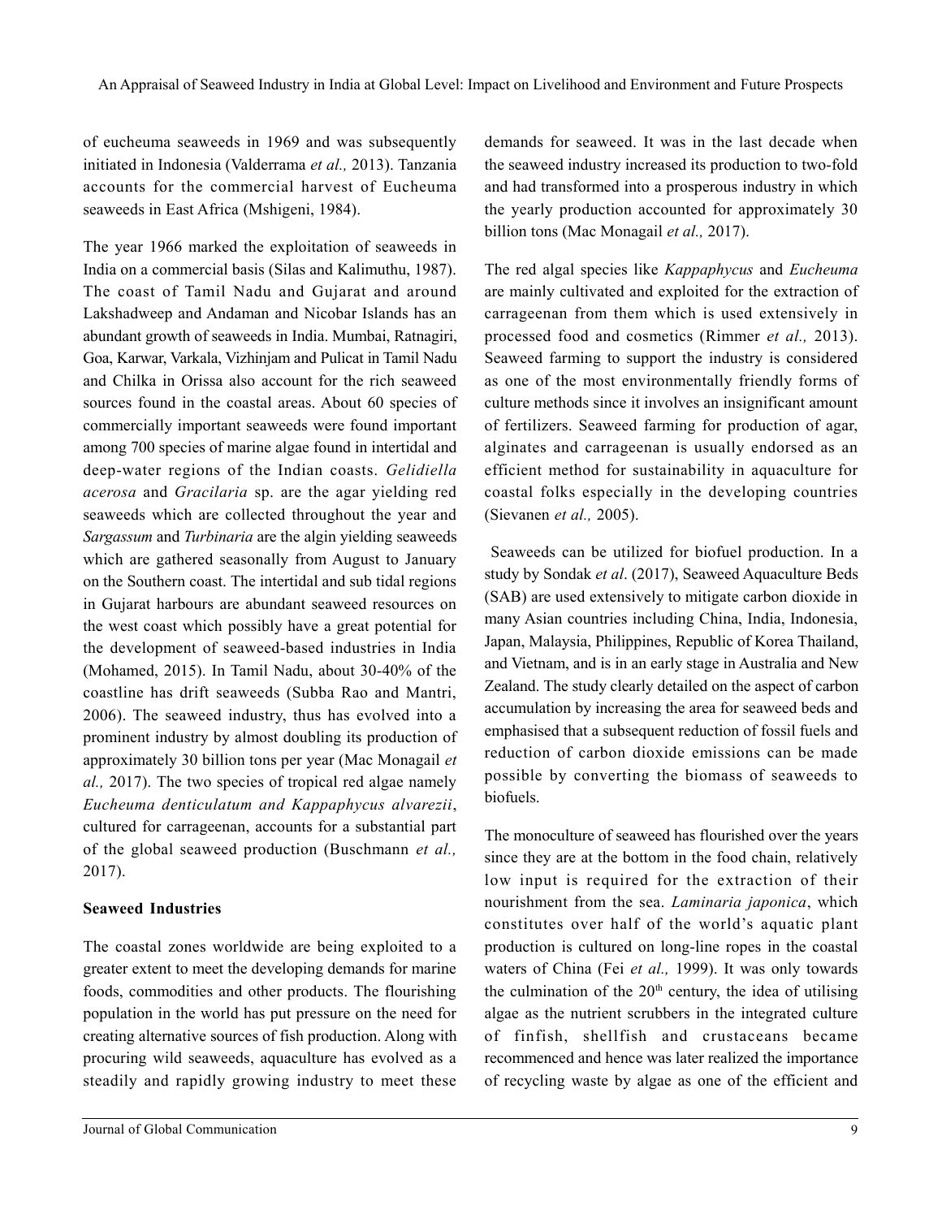of eucheuma seaweeds in 1969 and was subsequently initiated in Indonesia (Valderrama *et al.,* 2013). Tanzania accounts for the commercial harvest of Eucheuma seaweeds in East Africa (Mshigeni, 1984).

The year 1966 marked the exploitation of seaweeds in India on a commercial basis (Silas and Kalimuthu, 1987). The coast of Tamil Nadu and Gujarat and around Lakshadweep and Andaman and Nicobar Islands has an abundant growth of seaweeds in India. Mumbai, Ratnagiri, Goa, Karwar, Varkala, Vizhinjam and Pulicat in Tamil Nadu and Chilka in Orissa also account for the rich seaweed sources found in the coastal areas. About 60 species of commercially important seaweeds were found important among 700 species of marine algae found in intertidal and deep-water regions of the Indian coasts. *Gelidiella acerosa* and *Gracilaria* sp. are the agar yielding red seaweeds which are collected throughout the year and *Sargassum* and *Turbinaria* are the algin yielding seaweeds which are gathered seasonally from August to January on the Southern coast. The intertidal and sub tidal regions in Gujarat harbours are abundant seaweed resources on the west coast which possibly have a great potential for the development of seaweed-based industries in India (Mohamed, 2015). In Tamil Nadu, about 30-40% of the coastline has drift seaweeds (Subba Rao and Mantri, 2006). The seaweed industry, thus has evolved into a prominent industry by almost doubling its production of approximately 30 billion tons per year (Mac Monagail *et al.,* 2017). The two species of tropical red algae namely *Eucheuma denticulatum and Kappaphycus alvarezii*, cultured for carrageenan, accounts for a substantial part of the global seaweed production (Buschmann *et al.,* 2017).

**Seaweed Industries**

The coastal zones worldwide are being exploited to a greater extent to meet the developing demands for marine foods, commodities and other products. The flourishing population in the world has put pressure on the need for creating alternative sources of fish production. Along with procuring wild seaweeds, aquaculture has evolved as a steadily and rapidly growing industry to meet these demands for seaweed. It was in the last decade when the seaweed industry increased its production to two-fold and had transformed into a prosperous industry in which the yearly production accounted for approximately 30 billion tons (Mac Monagail *et al.,* 2017).

The red algal species like *Kappaphycus* and *Eucheuma* are mainly cultivated and exploited for the extraction of carrageenan from them which is used extensively in processed food and cosmetics (Rimmer *et al.,* 2013). Seaweed farming to support the industry is considered as one of the most environmentally friendly forms of culture methods since it involves an insignificant amount of fertilizers. Seaweed farming for production of agar, alginates and carrageenan is usually endorsed as an efficient method for sustainability in aquaculture for coastal folks especially in the developing countries (Sievanen *et al.,* 2005).

Seaweeds can be utilized for biofuel production. In a study by Sondak *et al*. (2017), Seaweed Aquaculture Beds (SAB) are used extensively to mitigate carbon dioxide in many Asian countries including China, India, Indonesia, Japan, Malaysia, Philippines, Republic of Korea Thailand, and Vietnam, and is in an early stage in Australia and New Zealand. The study clearly detailed on the aspect of carbon accumulation by increasing the area for seaweed beds and emphasised that a subsequent reduction of fossil fuels and reduction of carbon dioxide emissions can be made possible by converting the biomass of seaweeds to biofuels.

The monoculture of seaweed has flourished over the years since they are at the bottom in the food chain, relatively low input is required for the extraction of their nourishment from the sea. *Laminaria japonica*, which constitutes over half of the world's aquatic plant production is cultured on long-line ropes in the coastal waters of China (Fei *et al.,* 1999). It was only towards the culmination of the 20th century, the idea of utilising algae as the nutrient scrubbers in the integrated culture of finfish, shellfish and crustaceans became recommenced and hence was later realized the importance of recycling waste by algae as one of the efficient and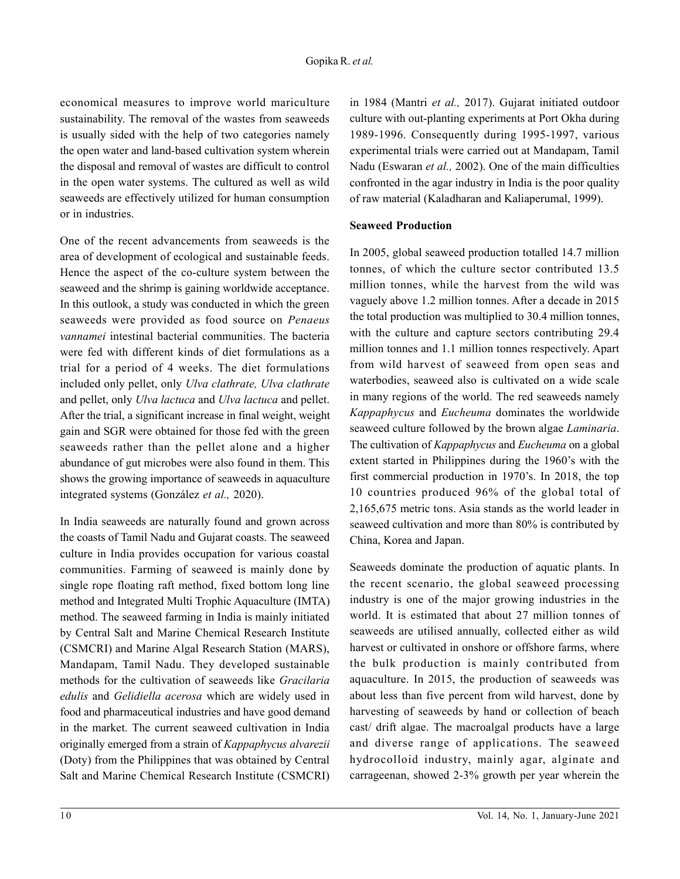economical measures to improve world mariculture sustainability. The removal of the wastes from seaweeds is usually sided with the help of two categories namely the open water and land-based cultivation system wherein the disposal and removal of wastes are difficult to control in the open water systems. The cultured as well as wild seaweeds are effectively utilized for human consumption or in industries.

One of the recent advancements from seaweeds is the area of development of ecological and sustainable feeds. Hence the aspect of the co-culture system between the seaweed and the shrimp is gaining worldwide acceptance. In this outlook, a study was conducted in which the green seaweeds were provided as food source on *Penaeus vannamei* intestinal bacterial communities. The bacteria were fed with different kinds of diet formulations as a trial for a period of 4 weeks. The diet formulations included only pellet, only *Ulva clathrate, Ulva clathrate* and pellet, only *Ulva lactuca* and *Ulva lactuca* and pellet. After the trial, a significant increase in final weight, weight gain and SGR were obtained for those fed with the green seaweeds rather than the pellet alone and a higher abundance of gut microbes were also found in them. This shows the growing importance of seaweeds in aquaculture integrated systems (González *et al.,* 2020).

In India seaweeds are naturally found and grown across the coasts of Tamil Nadu and Gujarat coasts. The seaweed culture in India provides occupation for various coastal communities. Farming of seaweed is mainly done by single rope floating raft method, fixed bottom long line method and Integrated Multi Trophic Aquaculture (IMTA) method. The seaweed farming in India is mainly initiated by Central Salt and Marine Chemical Research Institute (CSMCRI) and Marine Algal Research Station (MARS), Mandapam, Tamil Nadu. They developed sustainable methods for the cultivation of seaweeds like *Gracilaria edulis* and *Gelidiella acerosa* which are widely used in food and pharmaceutical industries and have good demand in the market. The current seaweed cultivation in India originally emerged from a strain of *Kappaphycus alvarezii* (Doty) from the Philippines that was obtained by Central Salt and Marine Chemical Research Institute (CSMCRI) in 1984 (Mantri *et al.,* 2017). Gujarat initiated outdoor culture with out-planting experiments at Port Okha during 1989-1996. Consequently during 1995-1997, various experimental trials were carried out at Mandapam, Tamil Nadu (Eswaran *et al.,* 2002). One of the main difficulties confronted in the agar industry in India is the poor quality of raw material (Kaladharan and Kaliaperumal, 1999).

**Seaweed Production**

In 2005, global seaweed production totalled 14.7 million tonnes, of which the culture sector contributed 13.5 million tonnes, while the harvest from the wild was vaguely above 1.2 million tonnes. After a decade in 2015 the total production was multiplied to 30.4 million tonnes, with the culture and capture sectors contributing 29.4 million tonnes and 1.1 million tonnes respectively. Apart from wild harvest of seaweed from open seas and waterbodies, seaweed also is cultivated on a wide scale in many regions of the world. The red seaweeds namely *Kappaphycus* and *Eucheuma* dominates the worldwide seaweed culture followed by the brown algae *Laminaria*. The cultivation of *Kappaphycus* and *Eucheuma* on a global extent started in Philippines during the 1960's with the first commercial production in 1970's. In 2018, the top 10 countries produced 96% of the global total of 2,165,675 metric tons. Asia stands as the world leader in seaweed cultivation and more than 80% is contributed by China, Korea and Japan.

Seaweeds dominate the production of aquatic plants. In the recent scenario, the global seaweed processing industry is one of the major growing industries in the world. It is estimated that about 27 million tonnes of seaweeds are utilised annually, collected either as wild harvest or cultivated in onshore or offshore farms, where the bulk production is mainly contributed from aquaculture. In 2015, the production of seaweeds was about less than five percent from wild harvest, done by harvesting of seaweeds by hand or collection of beach cast/ drift algae. The macroalgal products have a large and diverse range of applications. The seaweed hydrocolloid industry, mainly agar, alginate and carrageenan, showed 2-3% growth per year wherein the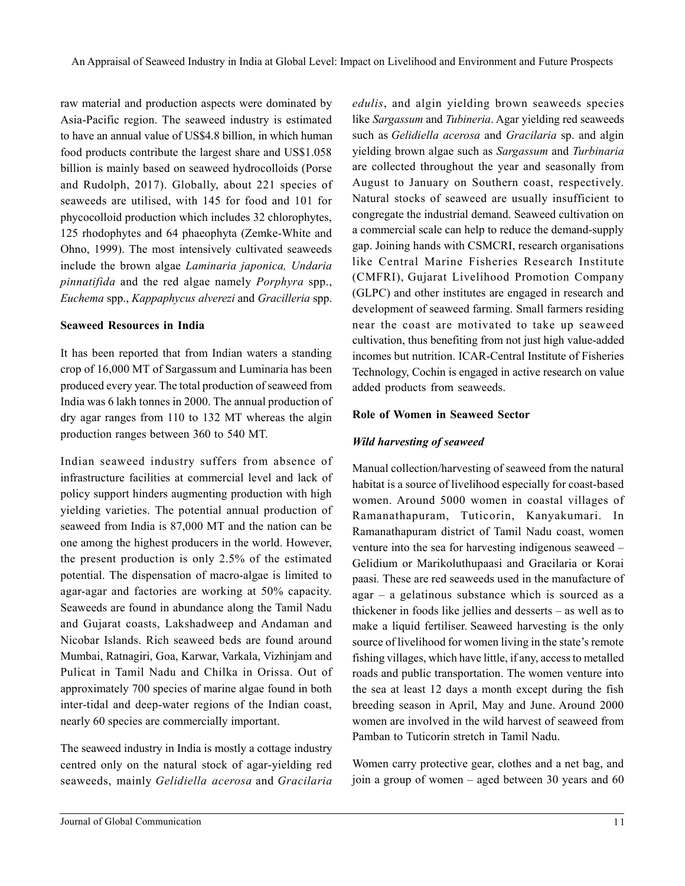raw material and production aspects were dominated by Asia-Pacific region. The seaweed industry is estimated to have an annual value of US$4.8 billion, in which human food products contribute the largest share and US$1.058 billion is mainly based on seaweed hydrocolloids (Porse and Rudolph, 2017). Globally, about 221 species of seaweeds are utilised, with 145 for food and 101 for phycocolloid production which includes 32 chlorophytes, 125 rhodophytes and 64 phaeophyta (Zemke-White and Ohno, 1999). The most intensively cultivated seaweeds include the brown algae *Laminaria japonica, Undaria pinnatifida* and the red algae namely *Porphyra* spp., *Euchema* spp., *Kappaphycus alverezi* and *Gracilleria* spp.

**Seaweed Resources in India**

It has been reported that from Indian waters a standing crop of 16,000 MT of Sargassum and Luminaria has been produced every year. The total production of seaweed from India was 6 lakh tonnes in 2000. The annual production of dry agar ranges from 110 to 132 MT whereas the algin production ranges between 360 to 540 MT.

Indian seaweed industry suffers from absence of infrastructure facilities at commercial level and lack of policy support hinders augmenting production with high yielding varieties. The potential annual production of seaweed from India is 87,000 MT and the nation can be one among the highest producers in the world. However, the present production is only 2.5% of the estimated potential. The dispensation of macro-algae is limited to agar-agar and factories are working at 50% capacity. Seaweeds are found in abundance along the Tamil Nadu and Gujarat coasts, Lakshadweep and Andaman and Nicobar Islands. Rich seaweed beds are found around Mumbai, Ratnagiri, Goa, Karwar, Varkala, Vizhinjam and Pulicat in Tamil Nadu and Chilka in Orissa. Out of approximately 700 species of marine algae found in both inter-tidal and deep-water regions of the Indian coast, nearly 60 species are commercially important.

The seaweed industry in India is mostly a cottage industry centred only on the natural stock of agar-yielding red seaweeds, mainly *Gelidiella acerosa* and *Gracilaria edulis*, and algin yielding brown seaweeds species like *Sargassum* and *Tubineria*. Agar yielding red seaweeds such as *Gelidiella acerosa* and *Gracilaria* sp. and algin yielding brown algae such as *Sargassum* and *Turbinaria* are collected throughout the year and seasonally from August to January on Southern coast, respectively. Natural stocks of seaweed are usually insufficient to congregate the industrial demand. Seaweed cultivation on a commercial scale can help to reduce the demand-supply gap. Joining hands with CSMCRI, research organisations like Central Marine Fisheries Research Institute (CMFRI), Gujarat Livelihood Promotion Company (GLPC) and other institutes are engaged in research and development of seaweed farming. Small farmers residing near the coast are motivated to take up seaweed cultivation, thus benefiting from not just high value-added incomes but nutrition. ICAR-Central Institute of Fisheries Technology, Cochin is engaged in active research on value added products from seaweeds.

**Role of Women in Seaweed Sector**

***Wild harvesting of seaweed***

Manual collection/harvesting of seaweed from the natural habitat is a source of livelihood especially for coast-based women. Around 5000 women in coastal villages of Ramanathapuram, Tuticorin, Kanyakumari. In Ramanathapuram district of Tamil Nadu coast, women venture into the sea for harvesting indigenous seaweed – Gelidium or Marikoluthupaasi and Gracilaria or Korai paasi. These are red seaweeds used in the manufacture of agar – a gelatinous substance which is sourced as a thickener in foods like jellies and desserts – as well as to make a liquid fertiliser. Seaweed harvesting is the only source of livelihood for women living in the state's remote fishing villages, which have little, if any, access to metalled roads and public transportation. The women venture into the sea at least 12 days a month except during the fish breeding season in April, May and June. Around 2000 women are involved in the wild harvest of seaweed from Pamban to Tuticorin stretch in Tamil Nadu.

Women carry protective gear, clothes and a net bag, and join a group of women – aged between 30 years and 60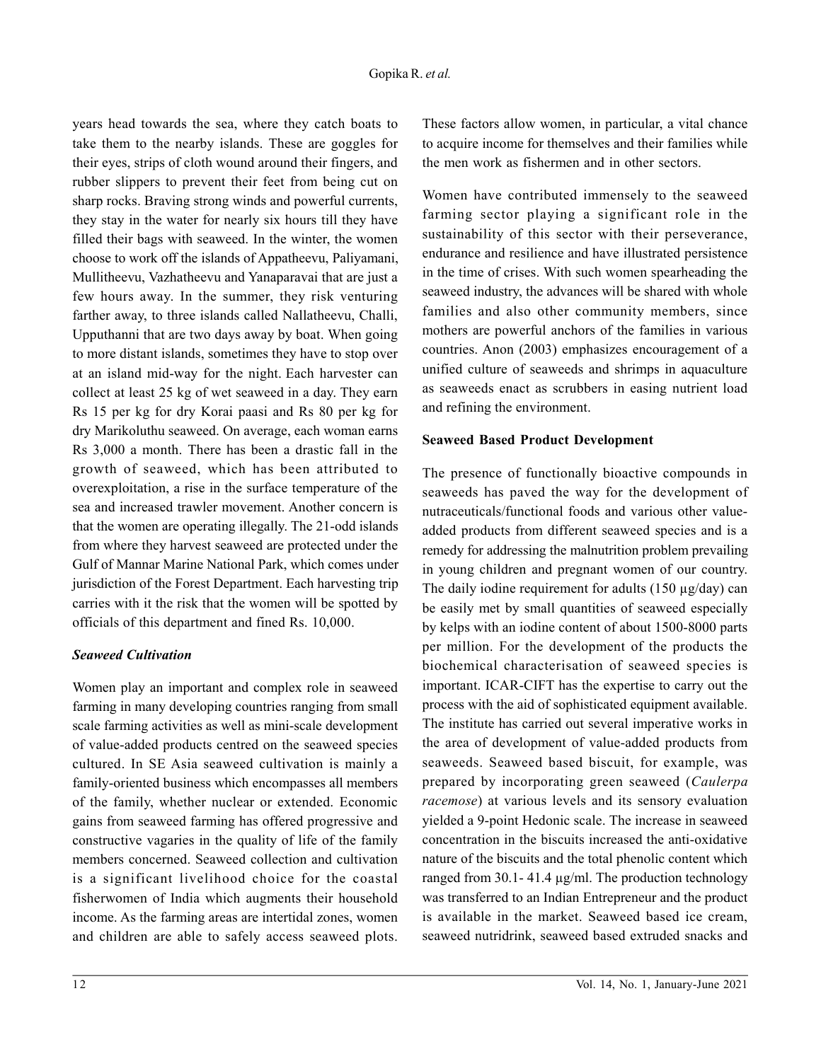years head towards the sea, where they catch boats to take them to the nearby islands. These are goggles for their eyes, strips of cloth wound around their fingers, and rubber slippers to prevent their feet from being cut on sharp rocks. Braving strong winds and powerful currents, they stay in the water for nearly six hours till they have filled their bags with seaweed. In the winter, the women choose to work off the islands of Appatheevu, Paliyamani, Mullitheevu, Vazhatheevu and Yanaparavai that are just a few hours away. In the summer, they risk venturing farther away, to three islands called Nallatheevu, Challi, Upputhanni that are two days away by boat. When going to more distant islands, sometimes they have to stop over at an island mid-way for the night. Each harvester can collect at least 25 kg of wet seaweed in a day. They earn Rs 15 per kg for dry Korai paasi and Rs 80 per kg for dry Marikoluthu seaweed. On average, each woman earns Rs 3,000 a month. There has been a drastic fall in the growth of seaweed, which has been attributed to overexploitation, a rise in the surface temperature of the sea and increased trawler movement. Another concern is that the women are operating illegally. The 21-odd islands from where they harvest seaweed are protected under the Gulf of Mannar Marine National Park, which comes under jurisdiction of the Forest Department. Each harvesting trip carries with it the risk that the women will be spotted by officials of this department and fined Rs. 10,000.

***Seaweed Cultivation***

Women play an important and complex role in seaweed farming in many developing countries ranging from small scale farming activities as well as mini-scale development of value-added products centred on the seaweed species cultured. In SE Asia seaweed cultivation is mainly a family-oriented business which encompasses all members of the family, whether nuclear or extended. Economic gains from seaweed farming has offered progressive and constructive vagaries in the quality of life of the family members concerned. Seaweed collection and cultivation is a significant livelihood choice for the coastal fisherwomen of India which augments their household income. As the farming areas are intertidal zones, women and children are able to safely access seaweed plots. These factors allow women, in particular, a vital chance to acquire income for themselves and their families while the men work as fishermen and in other sectors.

Women have contributed immensely to the seaweed farming sector playing a significant role in the sustainability of this sector with their perseverance, endurance and resilience and have illustrated persistence in the time of crises. With such women spearheading the seaweed industry, the advances will be shared with whole families and also other community members, since mothers are powerful anchors of the families in various countries. Anon (2003) emphasizes encouragement of a unified culture of seaweeds and shrimps in aquaculture as seaweeds enact as scrubbers in easing nutrient load and refining the environment.

**Seaweed Based Product Development**

The presence of functionally bioactive compounds in seaweeds has paved the way for the development of nutraceuticals/functional foods and various other value-added products from different seaweed species and is a remedy for addressing the malnutrition problem prevailing in young children and pregnant women of our country. The daily iodine requirement for adults (150 µg/day) can be easily met by small quantities of seaweed especially by kelps with an iodine content of about 1500-8000 parts per million. For the development of the products the biochemical characterisation of seaweed species is important. ICAR-CIFT has the expertise to carry out the process with the aid of sophisticated equipment available. The institute has carried out several imperative works in the area of development of value-added products from seaweeds. Seaweed based biscuit, for example, was prepared by incorporating green seaweed (*Caulerpa racemose*) at various levels and its sensory evaluation yielded a 9-point Hedonic scale. The increase in seaweed concentration in the biscuits increased the anti-oxidative nature of the biscuits and the total phenolic content which ranged from 30.1- 41.4 µg/ml. The production technology was transferred to an Indian Entrepreneur and the product is available in the market. Seaweed based ice cream, seaweed nutridrink, seaweed based extruded snacks and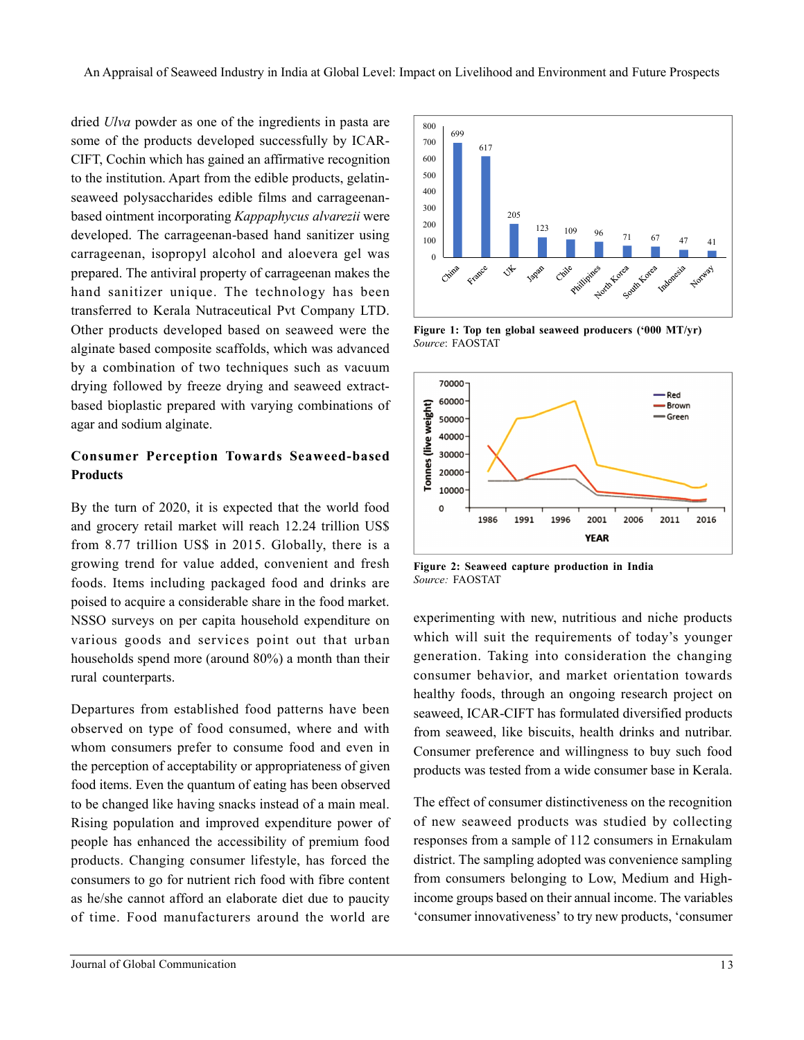dried *Ulva* powder as one of the ingredients in pasta are some of the products developed successfully by ICAR-CIFT, Cochin which has gained an affirmative recognition to the institution. Apart from the edible products, gelatin-seaweed polysaccharides edible films and carrageenan-based ointment incorporating *Kappaphycus alvarezii* were developed. The carrageenan-based hand sanitizer using carrageenan, isopropyl alcohol and aloevera gel was prepared. The antiviral property of carrageenan makes the hand sanitizer unique. The technology has been transferred to Kerala Nutraceutical Pvt Company LTD. Other products developed based on seaweed were the alginate based composite scaffolds, which was advanced by a combination of two techniques such as vacuum drying followed by freeze drying and seaweed extract-based bioplastic prepared with varying combinations of agar and sodium alginate.

## Consumer Perception Towards Seaweed-based Products

By the turn of 2020, it is expected that the world food and grocery retail market will reach 12.24 trillion US$ from 8.77 trillion US$ in 2015. Globally, there is a growing trend for value added, convenient and fresh foods. Items including packaged food and drinks are poised to acquire a considerable share in the food market. NSSO surveys on per capita household expenditure on various goods and services point out that urban households spend more (around 80%) a month than their rural counterparts.

Departures from established food patterns have been observed on type of food consumed, where and with whom consumers prefer to consume food and even in the perception of acceptability or appropriateness of given food items. Even the quantum of eating has been observed to be changed like having snacks instead of a main meal. Rising population and improved expenditure power of people has enhanced the accessibility of premium food products. Changing consumer lifestyle, has forced the consumers to go for nutrient rich food with fibre content as he/she cannot afford an elaborate diet due to paucity of time. Food manufacturers around the world are experimenting with new, nutritious and niche products which will suit the requirements of today's younger generation. Taking into consideration the changing consumer behavior, and market orientation towards healthy foods, through an ongoing research project on seaweed, ICAR-CIFT has formulated diversified products from seaweed, like biscuits, health drinks and nutribar. Consumer preference and willingness to buy such food products was tested from a wide consumer base in Kerala.

The effect of consumer distinctiveness on the recognition of new seaweed products was studied by collecting responses from a sample of 112 consumers in Ernakulam district. The sampling adopted was convenience sampling from consumers belonging to Low, Medium and High-income groups based on their annual income. The variables 'consumer innovativeness' to try new products, 'consumer

**Figure 1: Top ten global seaweed producers ('000 MT/yr)**
*Source*: FAOSTAT

**Figure 2: Seaweed capture production in India**
*Source:* FAOSTAT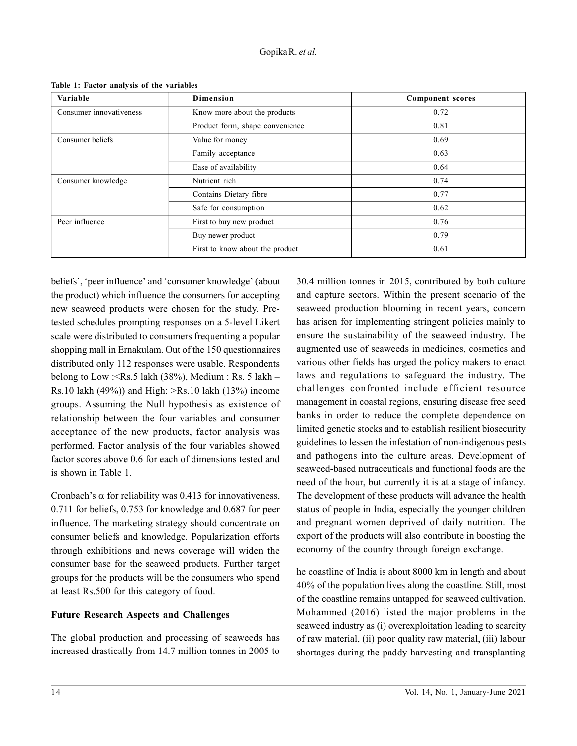**Table 1: Factor analysis of the variables**

| Variable | Dimension | Component scores |
|---|---|---|
| Consumer innovativeness | Know more about the products | 0.72 |
| | Product form, shape convenience | 0.81 |
| Consumer beliefs | Value for money | 0.69 |
| | Family acceptance | 0.63 |
| | Ease of availability | 0.64 |
| Consumer knowledge | Nutrient rich | 0.74 |
| | Contains Dietary fibre | 0.77 |
| | Safe for consumption | 0.62 |
| Peer influence | First to buy new product | 0.76 |
| | Buy newer product | 0.79 |
| | First to know about the product | 0.61 |

beliefs', 'peer influence' and 'consumer knowledge' (about the product) which influence the consumers for accepting new seaweed products were chosen for the study. Pre-tested schedules prompting responses on a 5-level Likert scale were distributed to consumers frequenting a popular shopping mall in Ernakulam. Out of the 150 questionnaires distributed only 112 responses were usable. Respondents belong to Low :<Rs.5 lakh (38%), Medium : Rs. 5 lakh – Rs.10 lakh (49%)) and High: >Rs.10 lakh (13%) income groups. Assuming the Null hypothesis as existence of relationship between the four variables and consumer acceptance of the new products, factor analysis was performed. Factor analysis of the four variables showed factor scores above 0.6 for each of dimensions tested and is shown in Table 1.

Cronbach's $\alpha$ for reliability was 0.413 for innovativeness, 0.711 for beliefs, 0.753 for knowledge and 0.687 for peer influence. The marketing strategy should concentrate on consumer beliefs and knowledge. Popularization efforts through exhibitions and news coverage will widen the consumer base for the seaweed products. Further target groups for the products will be the consumers who spend at least Rs.500 for this category of food.

## Future Research Aspects and Challenges

The global production and processing of seaweeds has increased drastically from 14.7 million tonnes in 2005 to 30.4 million tonnes in 2015, contributed by both culture and capture sectors. Within the present scenario of the seaweed production blooming in recent years, concern has arisen for implementing stringent policies mainly to ensure the sustainability of the seaweed industry. The augmented use of seaweeds in medicines, cosmetics and various other fields has urged the policy makers to enact laws and regulations to safeguard the industry. The challenges confronted include efficient resource management in coastal regions, ensuring disease free seed banks in order to reduce the complete dependence on limited genetic stocks and to establish resilient biosecurity guidelines to lessen the infestation of non-indigenous pests and pathogens into the culture areas. Development of seaweed-based nutraceuticals and functional foods are the need of the hour, but currently it is at a stage of infancy. The development of these products will advance the health status of people in India, especially the younger children and pregnant women deprived of daily nutrition. The export of the products will also contribute in boosting the economy of the country through foreign exchange.

he coastline of India is about 8000 km in length and about 40% of the population lives along the coastline. Still, most of the coastline remains untapped for seaweed cultivation. Mohammed (2016) listed the major problems in the seaweed industry as (i) overexploitation leading to scarcity of raw material, (ii) poor quality raw material, (iii) labour shortages during the paddy harvesting and transplanting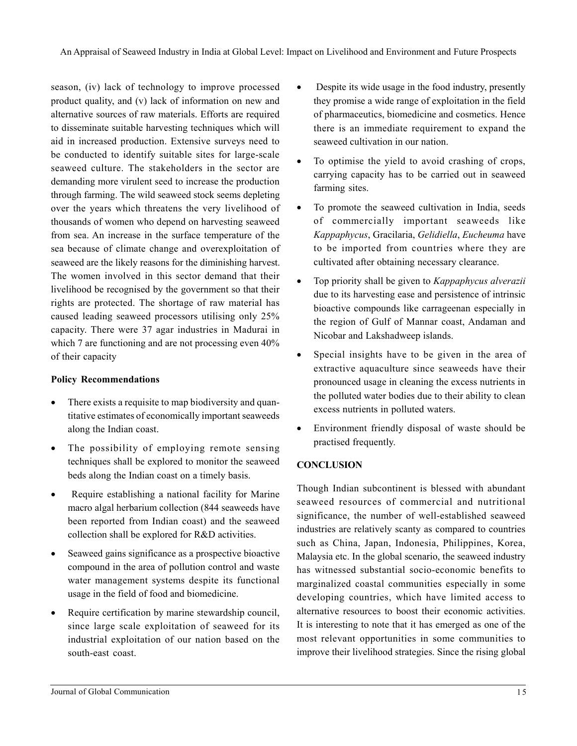season, (iv) lack of technology to improve processed product quality, and (v) lack of information on new and alternative sources of raw materials. Efforts are required to disseminate suitable harvesting techniques which will aid in increased production. Extensive surveys need to be conducted to identify suitable sites for large-scale seaweed culture. The stakeholders in the sector are demanding more virulent seed to increase the production through farming. The wild seaweed stock seems depleting over the years which threatens the very livelihood of thousands of women who depend on harvesting seaweed from sea. An increase in the surface temperature of the sea because of climate change and overexploitation of seaweed are the likely reasons for the diminishing harvest. The women involved in this sector demand that their livelihood be recognised by the government so that their rights are protected. The shortage of raw material has caused leading seaweed processors utilising only 25% capacity. There were 37 agar industries in Madurai in which 7 are functioning and are not processing even 40% of their capacity

**Policy Recommendations**

- There exists a requisite to map biodiversity and quantitative estimates of economically important seaweeds along the Indian coast.
- The possibility of employing remote sensing techniques shall be explored to monitor the seaweed beds along the Indian coast on a timely basis.
- Require establishing a national facility for Marine macro algal herbarium collection (844 seaweeds have been reported from Indian coast) and the seaweed collection shall be explored for R&D activities.
- Seaweed gains significance as a prospective bioactive compound in the area of pollution control and waste water management systems despite its functional usage in the field of food and biomedicine.
- Require certification by marine stewardship council, since large scale exploitation of seaweed for its industrial exploitation of our nation based on the south-east coast.
- Despite its wide usage in the food industry, presently they promise a wide range of exploitation in the field of pharmaceutics, biomedicine and cosmetics. Hence there is an immediate requirement to expand the seaweed cultivation in our nation.
- To optimise the yield to avoid crashing of crops, carrying capacity has to be carried out in seaweed farming sites.
- To promote the seaweed cultivation in India, seeds of commercially important seaweeds like *Kappaphycus*, Gracilaria, *Gelidiella*, *Eucheuma* have to be imported from countries where they are cultivated after obtaining necessary clearance.
- Top priority shall be given to *Kappaphycus alverazii* due to its harvesting ease and persistence of intrinsic bioactive compounds like carrageenan especially in the region of Gulf of Mannar coast, Andaman and Nicobar and Lakshadweep islands.
- Special insights have to be given in the area of extractive aquaculture since seaweeds have their pronounced usage in cleaning the excess nutrients in the polluted water bodies due to their ability to clean excess nutrients in polluted waters.
- Environment friendly disposal of waste should be practised frequently.

**CONCLUSION**

Though Indian subcontinent is blessed with abundant seaweed resources of commercial and nutritional significance, the number of well-established seaweed industries are relatively scanty as compared to countries such as China, Japan, Indonesia, Philippines, Korea, Malaysia etc. In the global scenario, the seaweed industry has witnessed substantial socio-economic benefits to marginalized coastal communities especially in some developing countries, which have limited access to alternative resources to boost their economic activities. It is interesting to note that it has emerged as one of the most relevant opportunities in some communities to improve their livelihood strategies. Since the rising global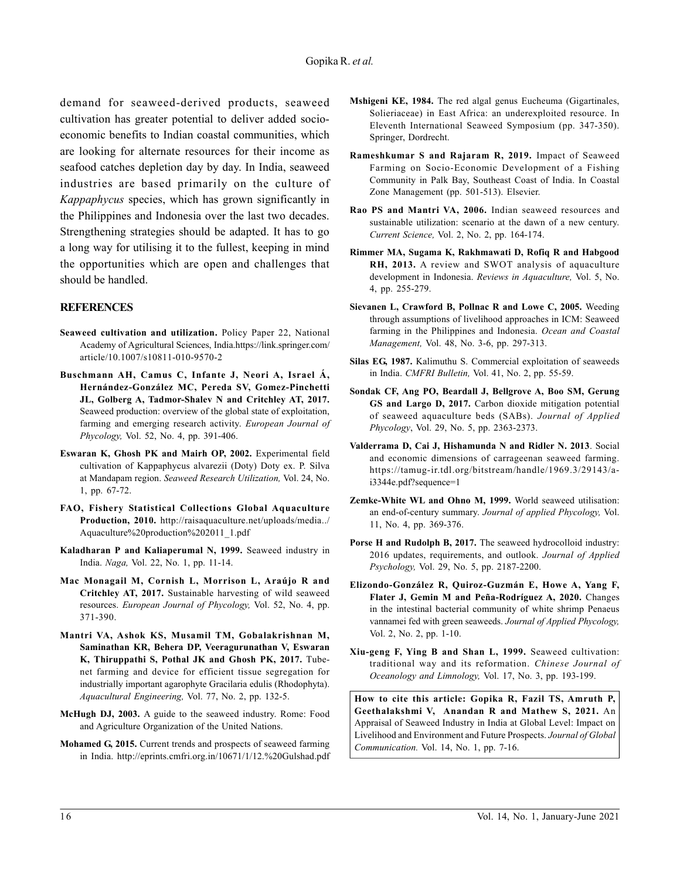demand for seaweed-derived products, seaweed cultivation has greater potential to deliver added socio-economic benefits to Indian coastal communities, which are looking for alternate resources for their income as seafood catches depletion day by day. In India, seaweed industries are based primarily on the culture of *Kappaphycus* species, which has grown significantly in the Philippines and Indonesia over the last two decades. Strengthening strategies should be adapted. It has to go a long way for utilising it to the fullest, keeping in mind the opportunities which are open and challenges that should be handled.

## REFERENCES

**Seaweed cultivation and utilization.** Policy Paper 22, National Academy of Agricultural Sciences, India.https://link.springer.com/article/10.1007/s10811-010-9570-2

**Buschmann AH, Camus C, Infante J, Neori A, Israel Á, Hernández-González MC, Pereda SV, Gomez-Pinchetti JL, Golberg A, Tadmor-Shalev N and Critchley AT, 2017.** Seaweed production: overview of the global state of exploitation, farming and emerging research activity. *European Journal of Phycology,* Vol. 52, No. 4, pp. 391-406.

**Eswaran K, Ghosh PK and Mairh OP, 2002.** Experimental field cultivation of Kappaphycus alvarezii (Doty) Doty ex. P. Silva at Mandapam region. *Seaweed Research Utilization,* Vol. 24, No. 1, pp. 67-72.

**FAO, Fishery Statistical Collections Global Aquaculture Production, 2010.** http://raisaquaculture.net/uploads/media../Aquaculture%20production%202011_1.pdf

**Kaladharan P and Kaliaperumal N, 1999.** Seaweed industry in India. *Naga,* Vol. 22, No. 1, pp. 11-14.

**Mac Monagail M, Cornish L, Morrison L, Araújo R and Critchley AT, 2017.** Sustainable harvesting of wild seaweed resources. *European Journal of Phycology,* Vol. 52, No. 4, pp. 371-390.

**Mantri VA, Ashok KS, Musamil TM, Gobalakrishnan M, Saminathan KR, Behera DP, Veeragurunathan V, Eswaran K, Thiruppathi S, Pothal JK and Ghosh PK, 2017.** Tube-net farming and device for efficient tissue segregation for industrially important agarophyte Gracilaria edulis (Rhodophyta). *Aquacultural Engineering,* Vol. 77, No. 2, pp. 132-5.

**McHugh DJ, 2003.** A guide to the seaweed industry. Rome: Food and Agriculture Organization of the United Nations.

**Mohamed G, 2015.** Current trends and prospects of seaweed farming in India. http://eprints.cmfri.org.in/10671/1/12.%20Gulshad.pdf

**Mshigeni KE, 1984.** The red algal genus Eucheuma (Gigartinales, Solieriaceae) in East Africa: an underexploited resource. In Eleventh International Seaweed Symposium (pp. 347-350). Springer, Dordrecht.

**Rameshkumar S and Rajaram R, 2019.** Impact of Seaweed Farming on Socio-Economic Development of a Fishing Community in Palk Bay, Southeast Coast of India. In Coastal Zone Management (pp. 501-513). Elsevier.

**Rao PS and Mantri VA, 2006.** Indian seaweed resources and sustainable utilization: scenario at the dawn of a new century. *Current Science,* Vol. 2, No. 2, pp. 164-174.

**Rimmer MA, Sugama K, Rakhmawati D, Rofiq R and Habgood RH, 2013.** A review and SWOT analysis of aquaculture development in Indonesia. *Reviews in Aquaculture,* Vol. 5, No. 4, pp. 255-279.

**Sievanen L, Crawford B, Pollnac R and Lowe C, 2005.** Weeding through assumptions of livelihood approaches in ICM: Seaweed farming in the Philippines and Indonesia. *Ocean and Coastal Management,* Vol. 48, No. 3-6, pp. 297-313.

**Silas EG, 1987.** Kalimuthu S. Commercial exploitation of seaweeds in India. *CMFRI Bulletin,* Vol. 41, No. 2, pp. 55-59.

**Sondak CF, Ang PO, Beardall J, Bellgrove A, Boo SM, Gerung GS and Largo D, 2017.** Carbon dioxide mitigation potential of seaweed aquaculture beds (SABs). *Journal of Applied Phycology*, Vol. 29, No. 5, pp. 2363-2373.

**Valderrama D, Cai J, Hishamunda N and Ridler N. 2013**. Social and economic dimensions of carrageenan seaweed farming. https://tamug-ir.tdl.org/bitstream/handle/1969.3/29143/a-i3344e.pdf?sequence=1

**Zemke-White WL and Ohno M, 1999.** World seaweed utilisation: an end-of-century summary. *Journal of applied Phycology,* Vol. 11, No. 4, pp. 369-376.

**Porse H and Rudolph B, 2017.** The seaweed hydrocolloid industry: 2016 updates, requirements, and outlook. *Journal of Applied Psychology,* Vol. 29, No. 5, pp. 2187-2200.

**Elizondo-González R, Quiroz-Guzmán E, Howe A, Yang F, Flater J, Gemin M and Peña-Rodríguez A, 2020.** Changes in the intestinal bacterial community of white shrimp Penaeus vannamei fed with green seaweeds. *Journal of Applied Phycology,* Vol. 2, No. 2, pp. 1-10.

**Xiu-geng F, Ying B and Shan L, 1999.** Seaweed cultivation: traditional way and its reformation. *Chinese Journal of Oceanology and Limnology,* Vol. 17, No. 3, pp. 193-199.

**How to cite this article: Gopika R, Fazil TS, Amruth P, Geethalakshmi V, Anandan R and Mathew S, 2021.** An Appraisal of Seaweed Industry in India at Global Level: Impact on Livelihood and Environment and Future Prospects. *Journal of Global Communication.* Vol. 14, No. 1, pp. 7-16.